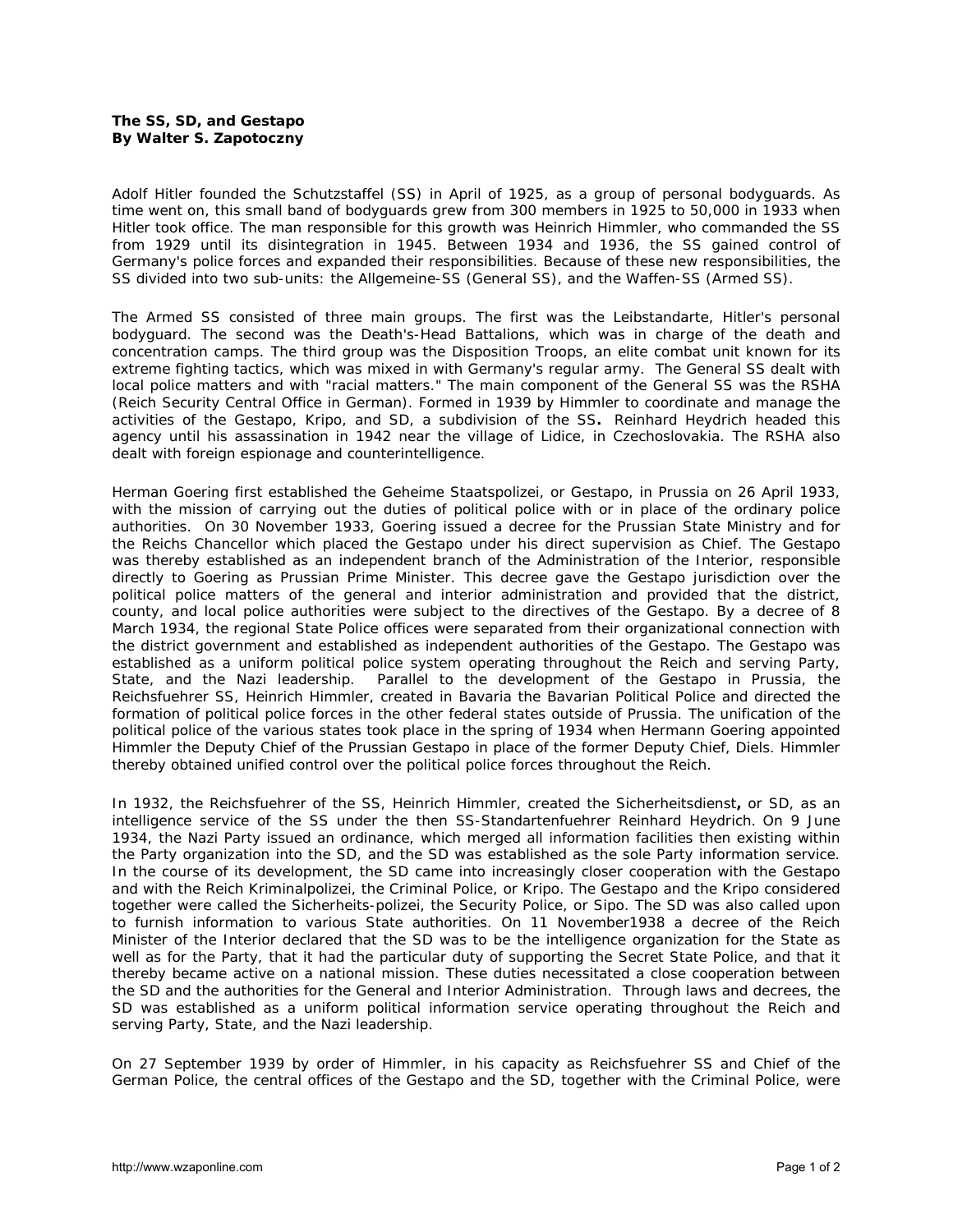**The SS, SD, and Gestapo**
**By Walter S. Zapotoczny**

Adolf Hitler founded the Schutzstaffel (SS) in April of 1925, as a group of personal bodyguards. As time went on, this small band of bodyguards grew from 300 members in 1925 to 50,000 in 1933 when Hitler took office. The man responsible for this growth was Heinrich Himmler, who commanded the SS from 1929 until its disintegration in 1945. Between 1934 and 1936, the SS gained control of Germany's police forces and expanded their responsibilities. Because of these new responsibilities, the SS divided into two sub-units: the Allgemeine-SS (General SS), and the Waffen-SS (Armed SS).

The Armed SS consisted of three main groups. The first was the Leibstandarte, Hitler's personal bodyguard. The second was the Death's-Head Battalions, which was in charge of the death and concentration camps. The third group was the Disposition Troops, an elite combat unit known for its extreme fighting tactics, which was mixed in with Germany's regular army. The General SS dealt with local police matters and with "racial matters." The main component of the General SS was the RSHA (Reich Security Central Office in German). Formed in 1939 by Himmler to coordinate and manage the activities of the Gestapo, Kripo, and SD, a subdivision of the SS**.** Reinhard Heydrich headed this agency until his assassination in 1942 near the village of Lidice, in Czechoslovakia. The RSHA also dealt with foreign espionage and counterintelligence.

Herman Goering first established the Geheime Staatspolizei, or Gestapo, in Prussia on 26 April 1933, with the mission of carrying out the duties of political police with or in place of the ordinary police authorities. On 30 November 1933, Goering issued a decree for the Prussian State Ministry and for the Reichs Chancellor which placed the Gestapo under his direct supervision as Chief. The Gestapo was thereby established as an independent branch of the Administration of the Interior, responsible directly to Goering as Prussian Prime Minister. This decree gave the Gestapo jurisdiction over the political police matters of the general and interior administration and provided that the district, county, and local police authorities were subject to the directives of the Gestapo. By a decree of 8 March 1934, the regional State Police offices were separated from their organizational connection with the district government and established as independent authorities of the Gestapo. The Gestapo was established as a uniform political police system operating throughout the Reich and serving Party, State, and the Nazi leadership. Parallel to the development of the Gestapo in Prussia, the Reichsfuehrer SS, Heinrich Himmler, created in Bavaria the Bavarian Political Police and directed the formation of political police forces in the other federal states outside of Prussia. The unification of the political police of the various states took place in the spring of 1934 when Hermann Goering appointed Himmler the Deputy Chief of the Prussian Gestapo in place of the former Deputy Chief, Diels. Himmler thereby obtained unified control over the political police forces throughout the Reich.

In 1932, the Reichsfuehrer of the SS, Heinrich Himmler, created the Sicherheitsdienst**,** or SD, as an intelligence service of the SS under the then SS-Standartenfuehrer Reinhard Heydrich. On 9 June 1934, the Nazi Party issued an ordinance, which merged all information facilities then existing within the Party organization into the SD, and the SD was established as the sole Party information service. In the course of its development, the SD came into increasingly closer cooperation with the Gestapo and with the Reich Kriminalpolizei, the Criminal Police, or Kripo. The Gestapo and the Kripo considered together were called the Sicherheits-polizei, the Security Police, or Sipo. The SD was also called upon to furnish information to various State authorities. On 11 November1938 a decree of the Reich Minister of the Interior declared that the SD was to be the intelligence organization for the State as well as for the Party, that it had the particular duty of supporting the Secret State Police, and that it thereby became active on a national mission. These duties necessitated a close cooperation between the SD and the authorities for the General and Interior Administration. Through laws and decrees, the SD was established as a uniform political information service operating throughout the Reich and serving Party, State, and the Nazi leadership.

On 27 September 1939 by order of Himmler, in his capacity as Reichsfuehrer SS and Chief of the German Police, the central offices of the Gestapo and the SD, together with the Criminal Police, were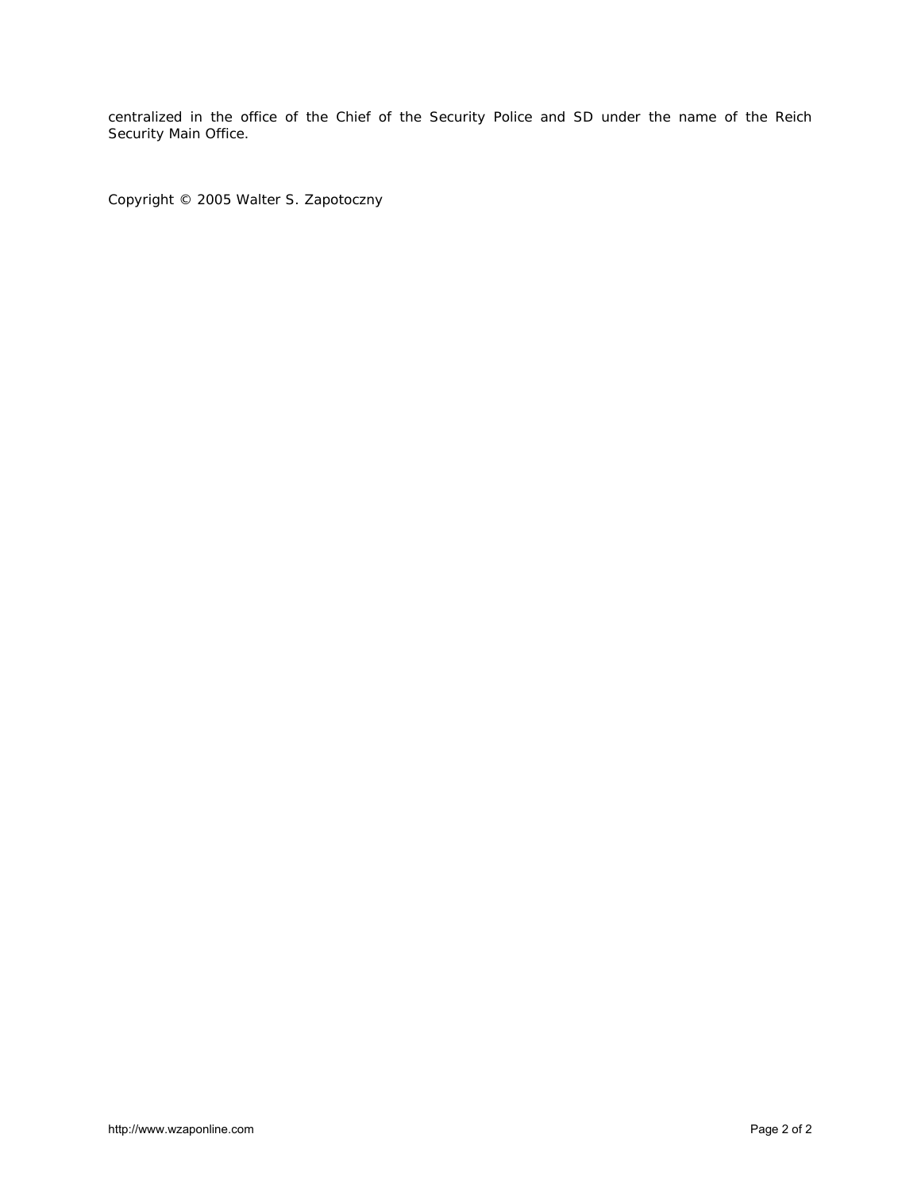centralized in the office of the Chief of the Security Police and SD under the name of the Reich Security Main Office.

Copyright © 2005 Walter S. Zapotoczny